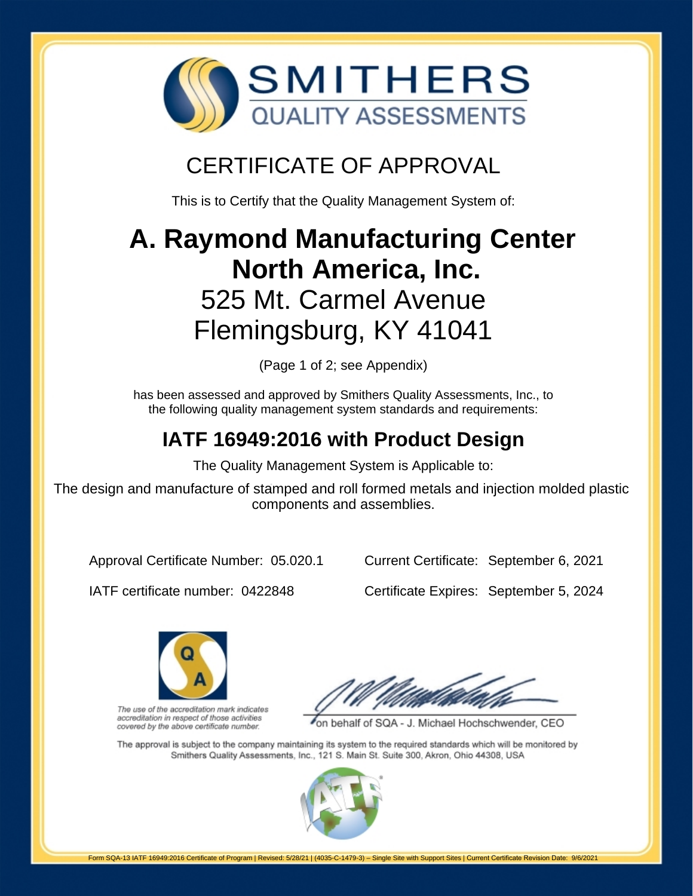# SMITHERS
## QUALITY ASSESSMENTS

# CERTIFICATE OF APPROVAL

This is to Certify that the Quality Management System of:

# A. Raymond Manufacturing Center North America, Inc.

525 Mt. Carmel Avenue
Flemingsburg, KY 41041

(Page 1 of 2; see Appendix)

has been assessed and approved by Smithers Quality Assessments, Inc., to the following quality management system standards and requirements:

## IATF 16949:2016 with Product Design

The Quality Management System is Applicable to:

The design and manufacture of stamped and roll formed metals and injection molded plastic components and assemblies.

Approval Certificate Number: 05.020.1

Current Certificate: September 6, 2021

IATF certificate number: 0422848

Certificate Expires: September 5, 2024

*The use of the accreditation mark indicates accreditation in respect of those activities covered by the above certificate number.*

on behalf of SQA - J. Michael Hochschwender, CEO

The approval is subject to the company maintaining its system to the required standards which will be monitored by Smithers Quality Assessments, Inc., 121 S. Main St. Suite 300, Akron, Ohio 44308, USA

Form SQA-13 IATF 16949:2016 Certificate of Program | Revised: 5/28/21 | (4035-C-1479-3) – Single Site with Support Sites | Current Certificate Revision Date: 9/6/2021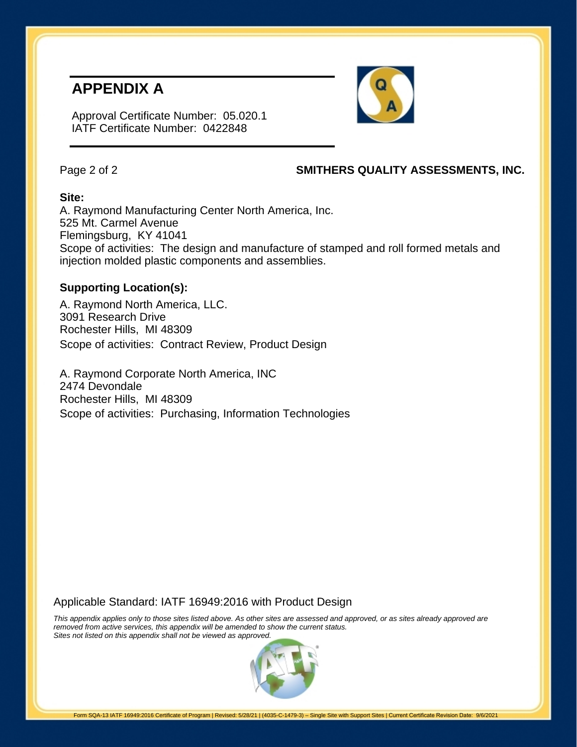# APPENDIX A

Approval Certificate Number: 05.020.1
IATF Certificate Number: 0422848

**SMITHERS QUALITY ASSESSMENTS, INC.**

**Site:**

A. Raymond Manufacturing Center North America, Inc.
525 Mt. Carmel Avenue
Flemingsburg, KY 41041
Scope of activities: The design and manufacture of stamped and roll formed metals and injection molded plastic components and assemblies.

**Supporting Location(s):**

A. Raymond North America, LLC.
3091 Research Drive
Rochester Hills, MI 48309
Scope of activities: Contract Review, Product Design

A. Raymond Corporate North America, INC
2474 Devondale
Rochester Hills, MI 48309
Scope of activities: Purchasing, Information Technologies

Applicable Standard: IATF 16949:2016 with Product Design

*This appendix applies only to those sites listed above. As other sites are assessed and approved, or as sites already approved are removed from active services, this appendix will be amended to show the current status.*
*Sites not listed on this appendix shall not be viewed as approved.*

Form SQA-13 IATF 16949:2016 Certificate of Program | Revised: 5/28/21 | (4035-C-1479-3) – Single Site with Support Sites | Current Certificate Revision Date: 9/6/2021